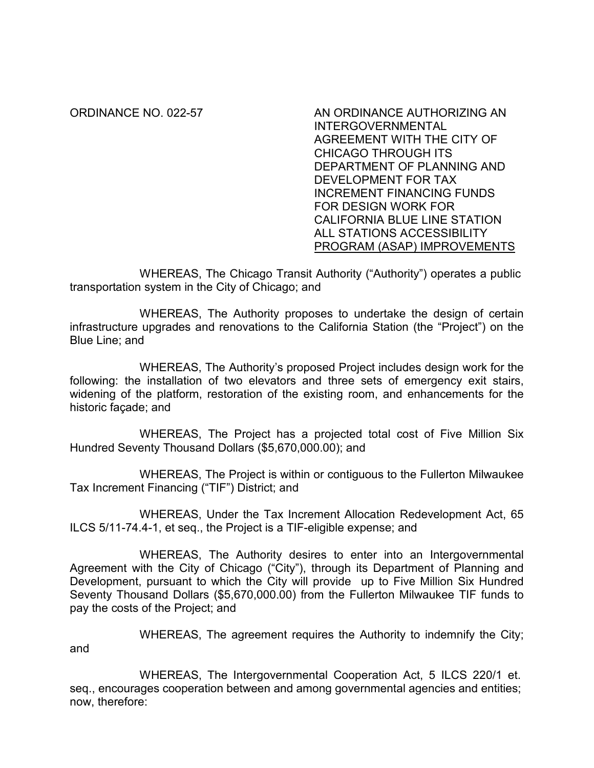ORDINANCE NO. 022-57

AN ORDINANCE AUTHORIZING AN INTERGOVERNMENTAL AGREEMENT WITH THE CITY OF CHICAGO THROUGH ITS DEPARTMENT OF PLANNING AND DEVELOPMENT FOR TAX INCREMENT FINANCING FUNDS FOR DESIGN WORK FOR CALIFORNIA BLUE LINE STATION ALL STATIONS ACCESSIBILITY PROGRAM (ASAP) IMPROVEMENTS

WHEREAS, The Chicago Transit Authority ("Authority") operates a public transportation system in the City of Chicago; and

WHEREAS, The Authority proposes to undertake the design of certain infrastructure upgrades and renovations to the California Station (the "Project") on the Blue Line; and

WHEREAS, The Authority's proposed Project includes design work for the following: the installation of two elevators and three sets of emergency exit stairs, widening of the platform, restoration of the existing room, and enhancements for the historic façade; and

WHEREAS, The Project has a projected total cost of Five Million Six Hundred Seventy Thousand Dollars ($5,670,000.00); and

WHEREAS, The Project is within or contiguous to the Fullerton Milwaukee Tax Increment Financing ("TIF") District; and

WHEREAS, Under the Tax Increment Allocation Redevelopment Act, 65 ILCS 5/11-74.4-1, et seq., the Project is a TIF-eligible expense; and

WHEREAS, The Authority desires to enter into an Intergovernmental Agreement with the City of Chicago ("City"), through its Department of Planning and Development, pursuant to which the City will provide up to Five Million Six Hundred Seventy Thousand Dollars ($5,670,000.00) from the Fullerton Milwaukee TIF funds to pay the costs of the Project; and

WHEREAS, The agreement requires the Authority to indemnify the City; and

WHEREAS, The Intergovernmental Cooperation Act, 5 ILCS 220/1 et. seq., encourages cooperation between and among governmental agencies and entities; now, therefore: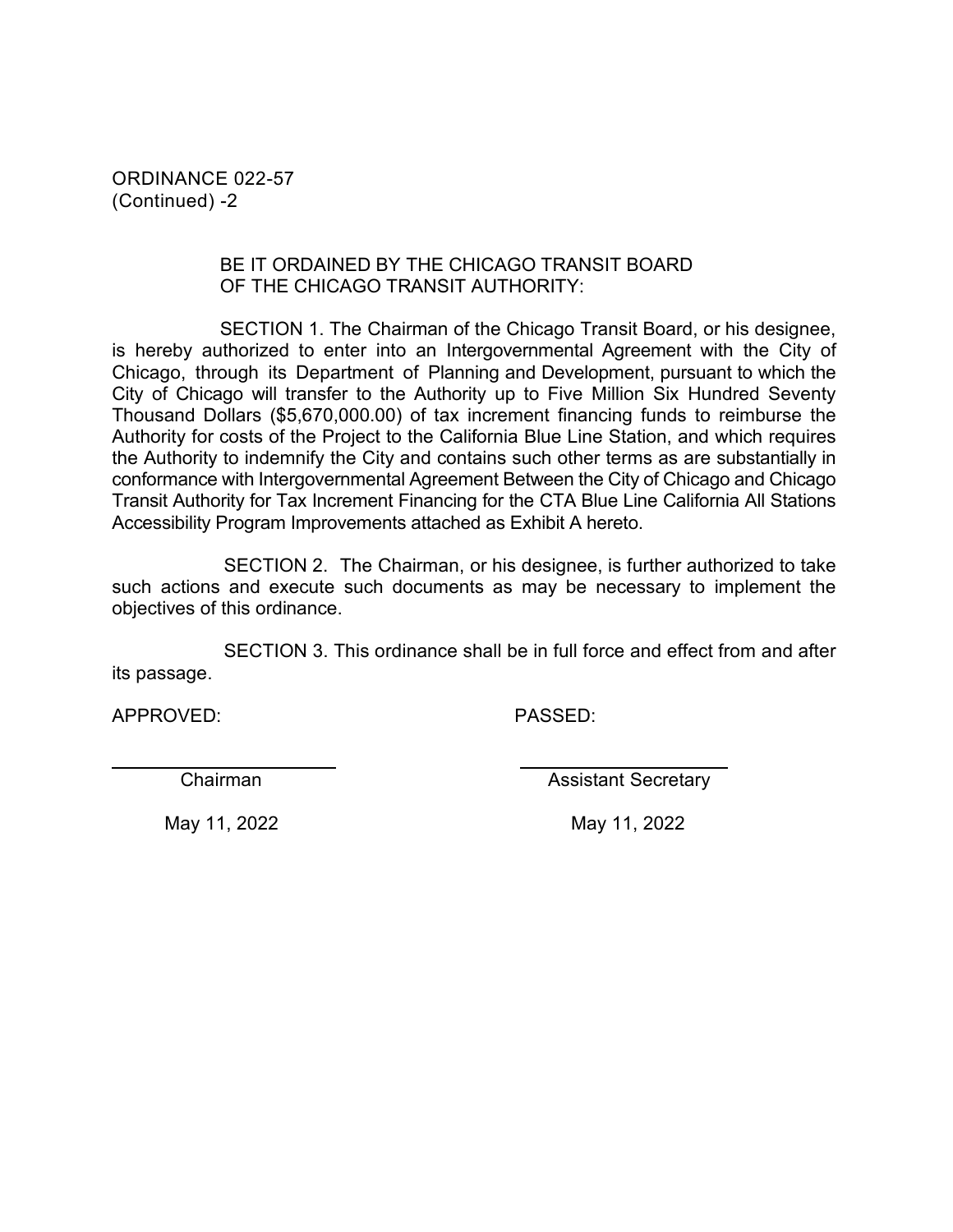ORDINANCE 022-57
(Continued) -2

BE IT ORDAINED BY THE CHICAGO TRANSIT BOARD
OF THE CHICAGO TRANSIT AUTHORITY:

SECTION 1. The Chairman of the Chicago Transit Board, or his designee, is hereby authorized to enter into an Intergovernmental Agreement with the City of Chicago, through its Department of Planning and Development, pursuant to which the City of Chicago will transfer to the Authority up to Five Million Six Hundred Seventy Thousand Dollars ($5,670,000.00) of tax increment financing funds to reimburse the Authority for costs of the Project to the California Blue Line Station, and which requires the Authority to indemnify the City and contains such other terms as are substantially in conformance with Intergovernmental Agreement Between the City of Chicago and Chicago Transit Authority for Tax Increment Financing for the CTA Blue Line California All Stations Accessibility Program Improvements attached as Exhibit A hereto.

SECTION 2. The Chairman, or his designee, is further authorized to take such actions and execute such documents as may be necessary to implement the objectives of this ordinance.

SECTION 3. This ordinance shall be in full force and effect from and after its passage.

| | |
|---|---|
| APPROVED: | PASSED: |
| \_\_\_\_\_\_\_\_\_\_\_\_\_\_\_\_\_\_\_\_ | \_\_\_\_\_\_\_\_\_\_\_\_\_\_\_\_\_\_\_\_ |
| Chairman | Assistant Secretary |
| May 11, 2022 | May 11, 2022 |